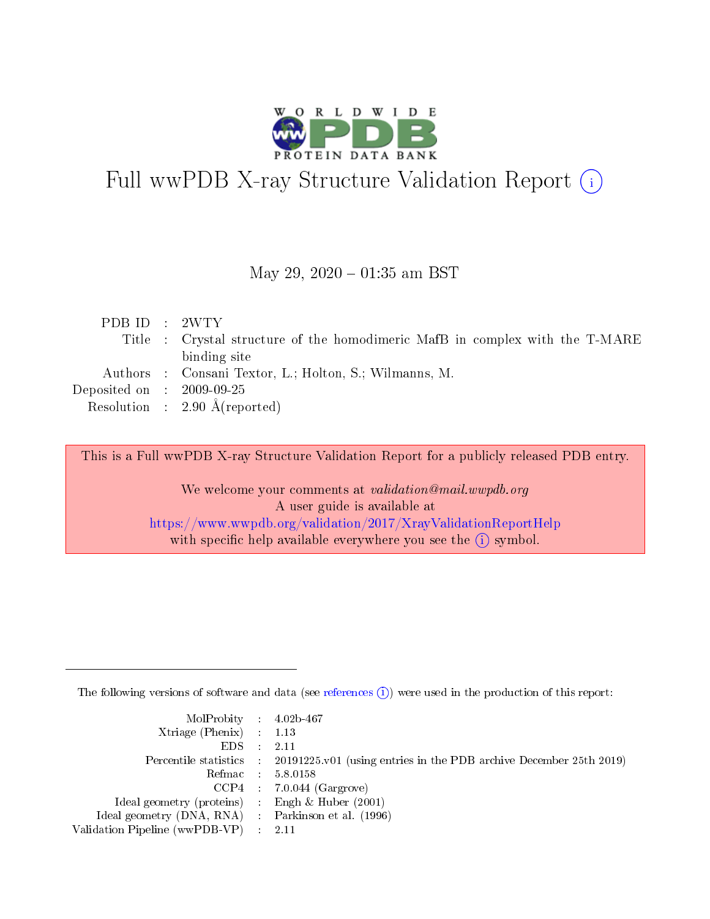# Full wwPDB X-ray Structure Validation Report (i)

May 29, 2020 – 01:35 am BST

| | | |
|---|---|---|
| PDB ID | : | 2WTY |
| Title | : | Crystal structure of the homodimeric MafB in complex with the T-MARE binding site |
| Authors | : | Consani Textor, L.; Holton, S.; Wilmanns, M. |
| Deposited on | : | 2009-09-25 |
| Resolution | : | 2.90 Å(reported) |

This is a Full wwPDB X-ray Structure Validation Report for a publicly released PDB entry.

We welcome your comments at *validation@mail.wwpdb.org*
A user guide is available at
https://www.wwpdb.org/validation/2017/XrayValidationReportHelp
with specific help available everywhere you see the (i) symbol.

---

The following versions of software and data (see references (i)) were used in the production of this report:

| | | |
|---|---|---|
| MolProbity | : | 4.02b-467 |
| Xtriage (Phenix) | : | 1.13 |
| EDS | : | 2.11 |
| Percentile statistics | : | 20191225.v01 (using entries in the PDB archive December 25th 2019) |
| Refmac | : | 5.8.0158 |
| CCP4 | : | 7.0.044 (Gargrove) |
| Ideal geometry (proteins) | : | Engh & Huber (2001) |
| Ideal geometry (DNA, RNA) | : | Parkinson et al. (1996) |
| Validation Pipeline (wwPDB-VP) | : | 2.11 |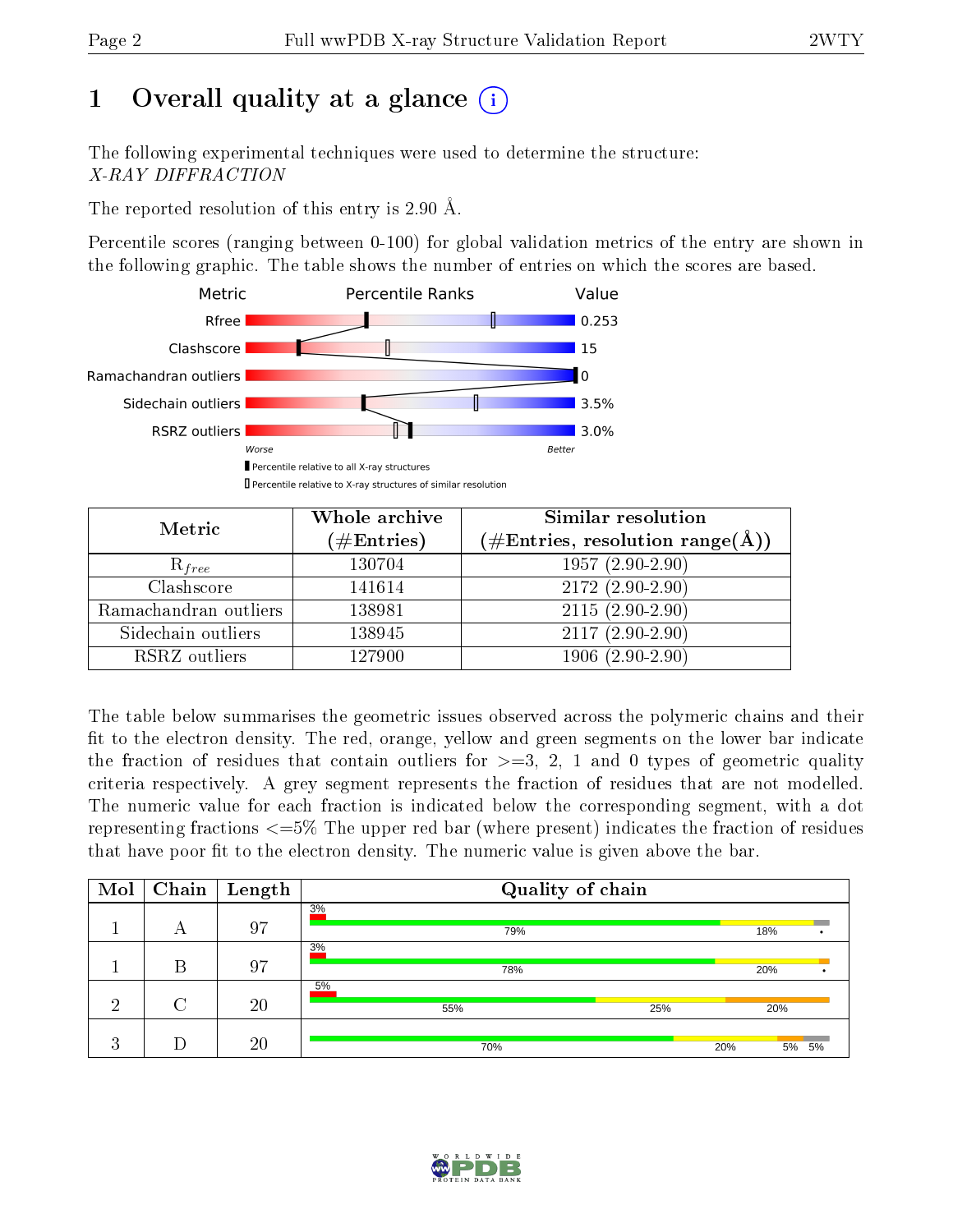# 1 Overall quality at a glance

The following experimental techniques were used to determine the structure:
*X-RAY DIFFRACTION*

The reported resolution of this entry is 2.90 Å.

Percentile scores (ranging between 0-100) for global validation metrics of the entry are shown in the following graphic. The table shows the number of entries on which the scores are based.

| Metric | Value |
|---|---|
| Rfree | 0.253 |
| Clashscore | 15 |
| Ramachandran outliers | 0 |
| Sidechain outliers | 3.5% |
| RSRZ outliers | 3.0% |

Worse — Better

▮ Percentile relative to all X-ray structures
▯ Percentile relative to X-ray structures of similar resolution

| Metric | Whole archive (#Entries) | Similar resolution (#Entries, resolution range(Å)) |
|---|---|---|
| $R_{free}$ | 130704 | 1957 (2.90-2.90) |
| Clashscore | 141614 | 2172 (2.90-2.90) |
| Ramachandran outliers | 138981 | 2115 (2.90-2.90) |
| Sidechain outliers | 138945 | 2117 (2.90-2.90) |
| RSRZ outliers | 127900 | 1906 (2.90-2.90) |

The table below summarises the geometric issues observed across the polymeric chains and their fit to the electron density. The red, orange, yellow and green segments on the lower bar indicate the fraction of residues that contain outliers for >=3, 2, 1 and 0 types of geometric quality criteria respectively. A grey segment represents the fraction of residues that are not modelled. The numeric value for each fraction is indicated below the corresponding segment, with a dot representing fractions <=5% The upper red bar (where present) indicates the fraction of residues that have poor fit to the electron density. The numeric value is given above the bar.

| Mol | Chain | Length | Quality of chain |
|---|---|---|---|
| 1 | A | 97 | 3%; 79%, 18%, • |
| 1 | B | 97 | 3%; 78%, 20%, • |
| 2 | C | 20 | 5%; 55%, 25%, 20% |
| 3 | D | 20 | 70%, 20%, 5%, 5% |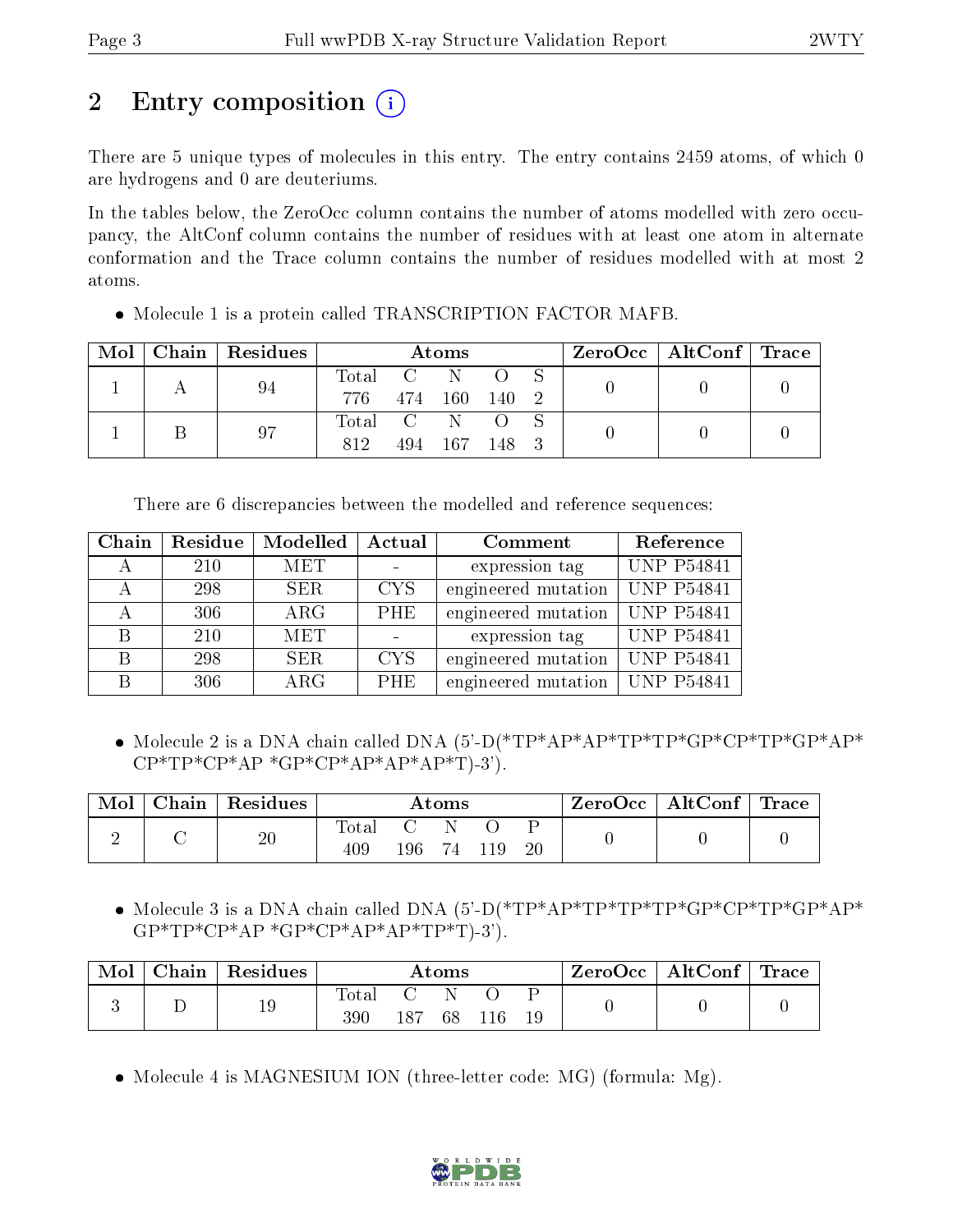# 2 Entry composition

There are 5 unique types of molecules in this entry. The entry contains 2459 atoms, of which 0 are hydrogens and 0 are deuteriums.

In the tables below, the ZeroOcc column contains the number of atoms modelled with zero occupancy, the AltConf column contains the number of residues with at least one atom in alternate conformation and the Trace column contains the number of residues modelled with at most 2 atoms.

- Molecule 1 is a protein called TRANSCRIPTION FACTOR MAFB.

| Mol | Chain | Residues | Atoms | | | | | ZeroOcc | AltConf | Trace |
|---|---|---|---|---|---|---|---|---|---|---|
| 1 | A | 94 | Total 776 | C 474 | N 160 | O 140 | S 2 | 0 | 0 | 0 |
| 1 | B | 97 | Total 812 | C 494 | N 167 | O 148 | S 3 | 0 | 0 | 0 |

There are 6 discrepancies between the modelled and reference sequences:

| Chain | Residue | Modelled | Actual | Comment | Reference |
|---|---|---|---|---|---|
| A | 210 | MET | - | expression tag | UNP P54841 |
| A | 298 | SER | CYS | engineered mutation | UNP P54841 |
| A | 306 | ARG | PHE | engineered mutation | UNP P54841 |
| B | 210 | MET | - | expression tag | UNP P54841 |
| B | 298 | SER | CYS | engineered mutation | UNP P54841 |
| B | 306 | ARG | PHE | engineered mutation | UNP P54841 |

- Molecule 2 is a DNA chain called DNA (5'-D(*TP*AP*AP*TP*TP*GP*CP*TP*GP*AP*CP*TP*CP*AP *GP*CP*AP*AP*AP*T)-3').

| Mol | Chain | Residues | Atoms | | | | | ZeroOcc | AltConf | Trace |
|---|---|---|---|---|---|---|---|---|---|---|
| 2 | C | 20 | Total 409 | C 196 | N 74 | O 119 | P 20 | 0 | 0 | 0 |

- Molecule 3 is a DNA chain called DNA (5'-D(*TP*AP*TP*TP*TP*GP*CP*TP*GP*AP*GP*TP*CP*AP *GP*CP*AP*AP*TP*T)-3').

| Mol | Chain | Residues | Atoms | | | | | ZeroOcc | AltConf | Trace |
|---|---|---|---|---|---|---|---|---|---|---|
| 3 | D | 19 | Total 390 | C 187 | N 68 | O 116 | P 19 | 0 | 0 | 0 |

- Molecule 4 is MAGNESIUM ION (three-letter code: MG) (formula: Mg).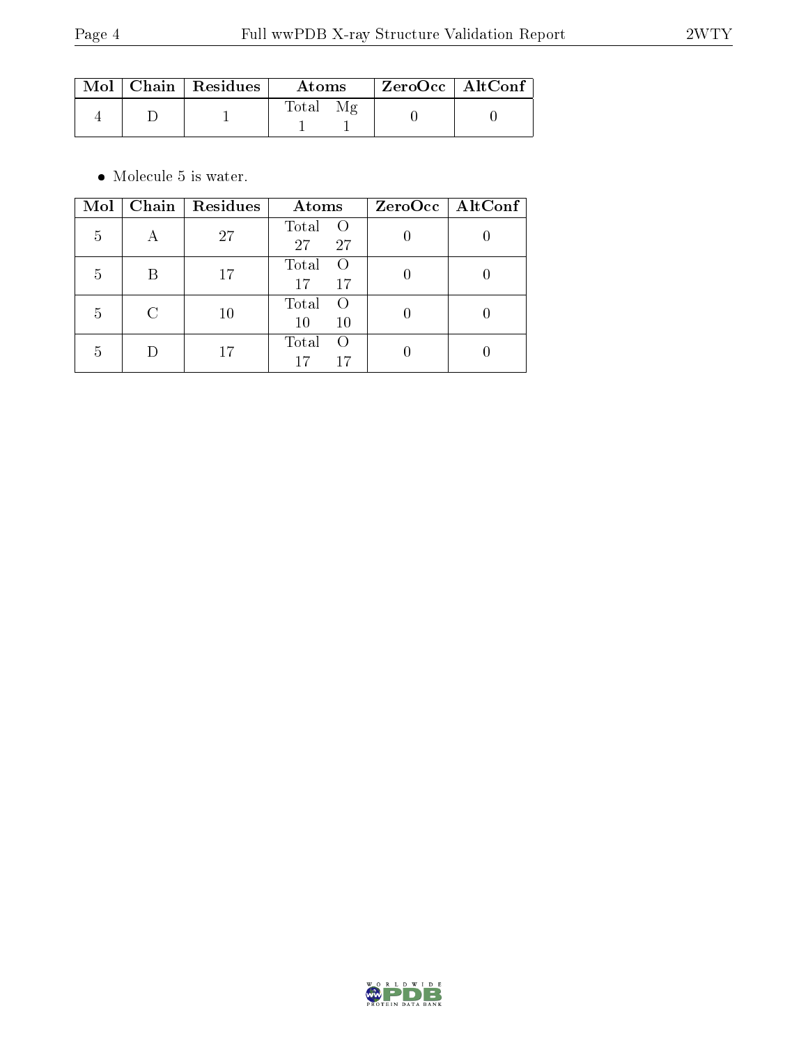| Mol | Chain | Residues | Atoms | | ZeroOcc | AltConf |
|---|---|---|---|---|---|---|
| 4 | D | 1 | Total | Mg | 0 | 0 |
| | | | 1 | 1 | | |

- Molecule 5 is water.

| Mol | Chain | Residues | Atoms | | ZeroOcc | AltConf |
|---|---|---|---|---|---|---|
| 5 | A | 27 | Total | O | 0 | 0 |
| | | | 27 | 27 | | |
| 5 | B | 17 | Total | O | 0 | 0 |
| | | | 17 | 17 | | |
| 5 | C | 10 | Total | O | 0 | 0 |
| | | | 10 | 10 | | |
| 5 | D | 17 | Total | O | 0 | 0 |
| | | | 17 | 17 | | |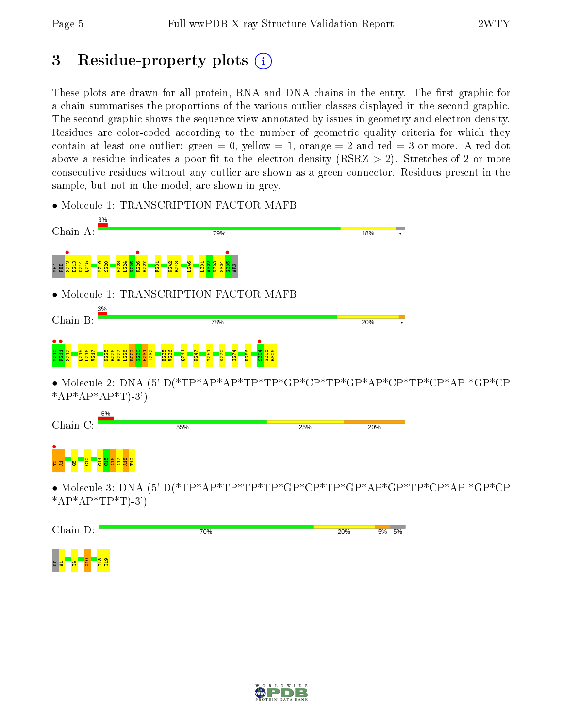# 3 Residue-property plots

These plots are drawn for all protein, RNA and DNA chains in the entry. The first graphic for a chain summarises the proportions of the various outlier classes displayed in the second graphic. The second graphic shows the sequence view annotated by issues in geometry and electron density. Residues are color-coded according to the number of geometric quality criteria for which they contain at least one outlier: green = 0, yellow = 1, orange = 2 and red = 3 or more. A red dot above a residue indicates a poor fit to the electron density (RSRZ > 2). Stretches of 2 or more consecutive residues without any outlier are shown as a green connector. Residues present in the sample, but not in the model, are shown in grey.

- Molecule 1: TRANSCRIPTION FACTOR MAFB

Chain A: 3% | 79% | 18% | •

MET PHE S212 D213 D214 Q215 M219 S220 E223 L224 N225 R226 H227 F231 K242 R243 L246 L301 A302 N303 S304 G305 ARG

- Molecule 1: TRANSCRIPTION FACTOR MAFB

Chain B: 3% | 78% | 20% | •

M210 F211 S212 Q215 L216 V217 N225 R226 H227 L228 R229 G230 F231 T232 E235 V236 Q241 K247 Y251 K270 I274 R286 S304 G305 R306

- Molecule 2: DNA (5'-D(*TP*AP*AP*TP*TP*GP*CP*TP*GP*AP*CP*TP*CP*AP *GP*CP *AP*AP*AP*T)-3')

Chain C: 5% | 55% | 25% | 20%

T0 A1 G5 C10 G14 C15 A16 A17 A18 T19

- Molecule 3: DNA (5'-D(*TP*AP*TP*TP*TP*GP*CP*TP*GP*AP*GP*TP*CP*AP *GP*CP *AP*AP*TP*T)-3')

Chain D: 70% | 20% | 5% | 5%

DT A1 T4 G10 T18 T19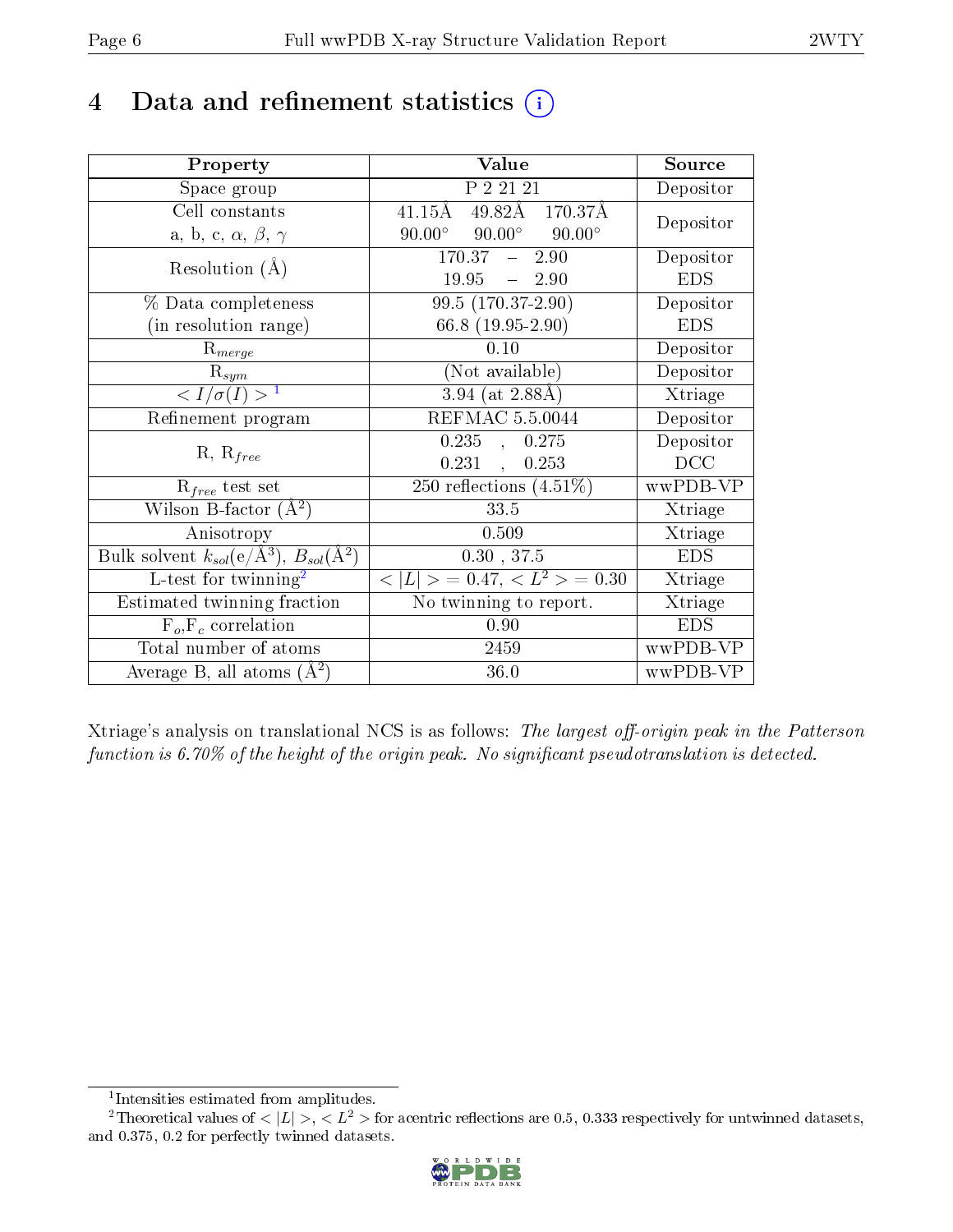# 4 Data and refinement statistics (i)

| Property | Value | Source |
|---|---|---|
| Space group | P 2 21 21 | Depositor |
| Cell constants<br>a, b, c, $\alpha$, $\beta$, $\gamma$ | 41.15Å 49.82Å 170.37Å<br>90.00° 90.00° 90.00° | Depositor |
| Resolution (Å) | 170.37 – 2.90<br>19.95 – 2.90 | Depositor<br>EDS |
| % Data completeness<br>(in resolution range) | 99.5 (170.37-2.90)<br>66.8 (19.95-2.90) | Depositor<br>EDS |
| $R_{merge}$ | 0.10 | Depositor |
| $R_{sym}$ | (Not available) | Depositor |
| $< I/\sigma(I) >$ [1] | 3.94 (at 2.88Å) | Xtriage |
| Refinement program | REFMAC 5.5.0044 | Depositor |
| R, $R_{free}$ | 0.235 , 0.275<br>0.231 , 0.253 | Depositor<br>DCC |
| $R_{free}$ test set | 250 reflections (4.51%) | wwPDB-VP |
| Wilson B-factor (Å$^2$) | 33.5 | Xtriage |
| Anisotropy | 0.509 | Xtriage |
| Bulk solvent $k_{sol}$(e/Å$^3$), $B_{sol}$(Å$^2$) | 0.30 , 37.5 | EDS |
| L-test for twinning[2] | $< \|L\| >$ = 0.47, $< L^2 >$ = 0.30 | Xtriage |
| Estimated twinning fraction | No twinning to report. | Xtriage |
| $F_o$,$F_c$ correlation | 0.90 | EDS |
| Total number of atoms | 2459 | wwPDB-VP |
| Average B, all atoms (Å$^2$) | 36.0 | wwPDB-VP |

Xtriage's analysis on translational NCS is as follows: *The largest off-origin peak in the Patterson function is 6.70% of the height of the origin peak. No significant pseudotranslation is detected.*

[1] Intensities estimated from amplitudes.

[2] Theoretical values of $< |L| >$, $< L^2 >$ for acentric reflections are 0.5, 0.333 respectively for untwinned datasets, and 0.375, 0.2 for perfectly twinned datasets.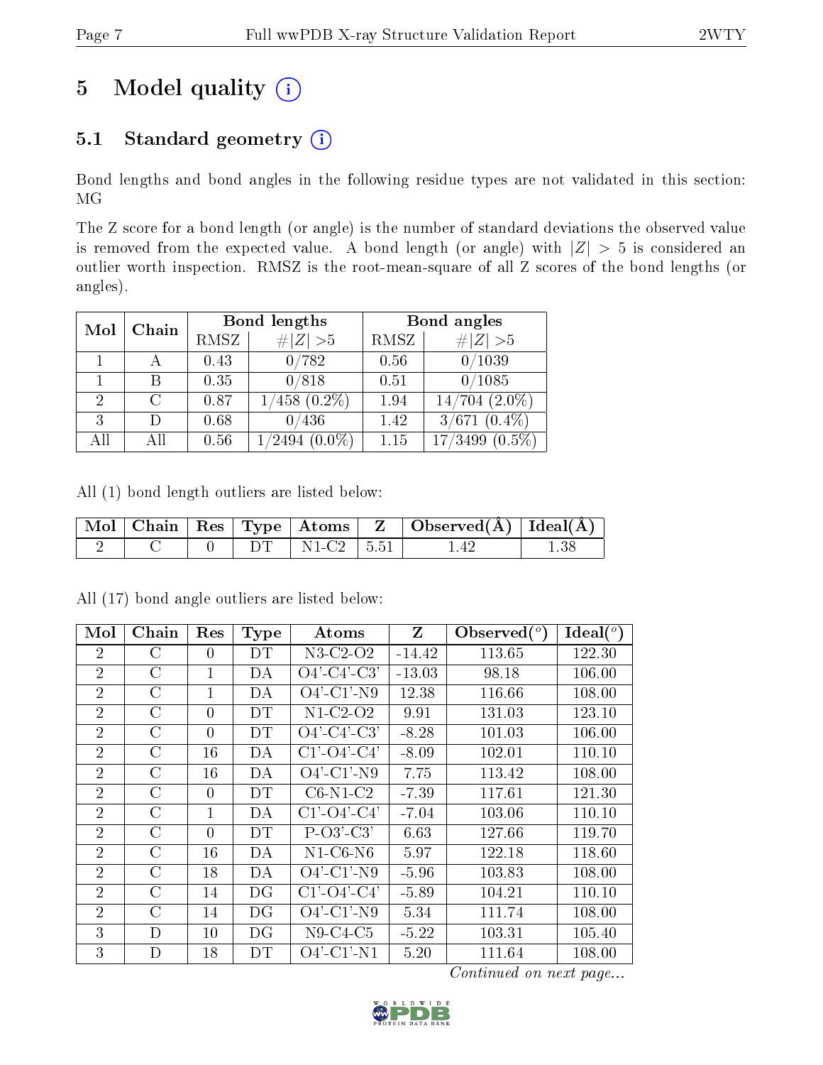# 5 Model quality (i)

## 5.1 Standard geometry (i)

Bond lengths and bond angles in the following residue types are not validated in this section: MG

The Z score for a bond length (or angle) is the number of standard deviations the observed value is removed from the expected value. A bond length (or angle) with $|Z| > 5$ is considered an outlier worth inspection. RMSZ is the root-mean-square of all Z scores of the bond lengths (or angles).

| Mol | Chain | Bond lengths | | Bond angles | |
|---|---|---|---|---|---|
| | | RMSZ | $\#\|Z\| > 5$ | RMSZ | $\#\|Z\| > 5$ |
| 1 | A | 0.43 | 0/782 | 0.56 | 0/1039 |
| 1 | B | 0.35 | 0/818 | 0.51 | 0/1085 |
| 2 | C | 0.87 | 1/458 (0.2%) | 1.94 | 14/704 (2.0%) |
| 3 | D | 0.68 | 0/436 | 1.42 | 3/671 (0.4%) |
| All | All | 0.56 | 1/2494 (0.0%) | 1.15 | 17/3499 (0.5%) |

All (1) bond length outliers are listed below:

| Mol | Chain | Res | Type | Atoms | Z | Observed(Å) | Ideal(Å) |
|---|---|---|---|---|---|---|---|
| 2 | C | 0 | DT | N1-C2 | 5.51 | 1.42 | 1.38 |

All (17) bond angle outliers are listed below:

| Mol | Chain | Res | Type | Atoms | Z | Observed($^o$) | Ideal($^o$) |
|---|---|---|---|---|---|---|---|
| 2 | C | 0 | DT | N3-C2-O2 | -14.42 | 113.65 | 122.30 |
| 2 | C | 1 | DA | O4'-C4'-C3' | -13.03 | 98.18 | 106.00 |
| 2 | C | 1 | DA | O4'-C1'-N9 | 12.38 | 116.66 | 108.00 |
| 2 | C | 0 | DT | N1-C2-O2 | 9.91 | 131.03 | 123.10 |
| 2 | C | 0 | DT | O4'-C4'-C3' | -8.28 | 101.03 | 106.00 |
| 2 | C | 16 | DA | C1'-O4'-C4' | -8.09 | 102.01 | 110.10 |
| 2 | C | 16 | DA | O4'-C1'-N9 | 7.75 | 113.42 | 108.00 |
| 2 | C | 0 | DT | C6-N1-C2 | -7.39 | 117.61 | 121.30 |
| 2 | C | 1 | DA | C1'-O4'-C4' | -7.04 | 103.06 | 110.10 |
| 2 | C | 0 | DT | P-O3'-C3' | 6.63 | 127.66 | 119.70 |
| 2 | C | 16 | DA | N1-C6-N6 | 5.97 | 122.18 | 118.60 |
| 2 | C | 18 | DA | O4'-C1'-N9 | -5.96 | 103.83 | 108.00 |
| 2 | C | 14 | DG | C1'-O4'-C4' | -5.89 | 104.21 | 110.10 |
| 2 | C | 14 | DG | O4'-C1'-N9 | 5.34 | 111.74 | 108.00 |
| 3 | D | 10 | DG | N9-C4-C5 | -5.22 | 103.31 | 105.40 |
| 3 | D | 18 | DT | O4'-C1'-N1 | 5.20 | 111.64 | 108.00 |

*Continued on next page...*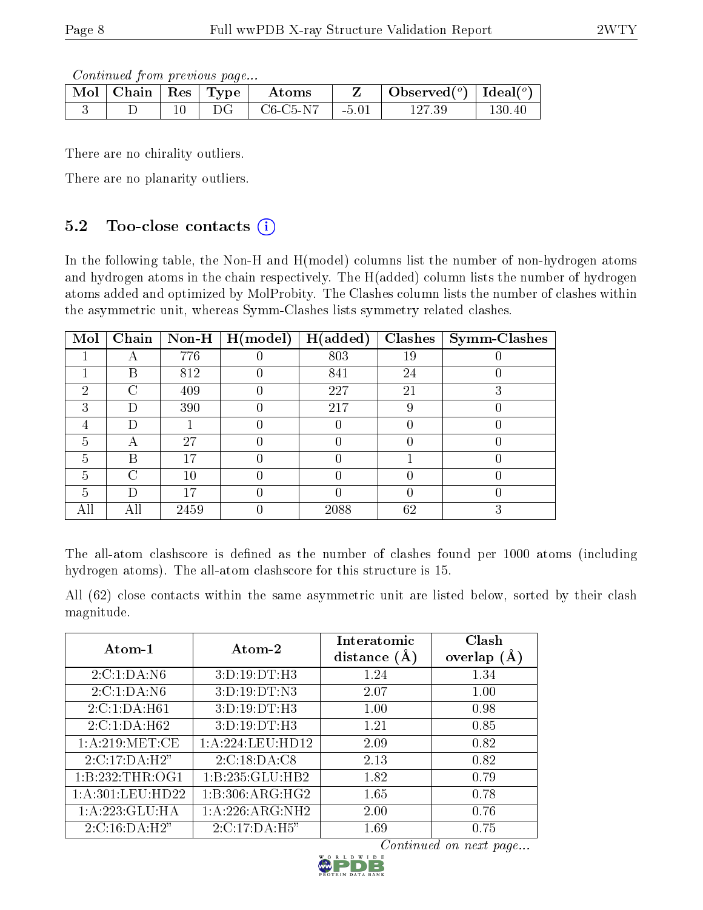*Continued from previous page...*

| Mol | Chain | Res | Type | Atoms | Z | Observed(°) | Ideal(°) |
|---|---|---|---|---|---|---|---|
| 3 | D | 10 | DG | C6-C5-N7 | -5.01 | 127.39 | 130.40 |

There are no chirality outliers.

There are no planarity outliers.

## 5.2 Too-close contacts (i)

In the following table, the Non-H and H(model) columns list the number of non-hydrogen atoms and hydrogen atoms in the chain respectively. The H(added) column lists the number of hydrogen atoms added and optimized by MolProbity. The Clashes column lists the number of clashes within the asymmetric unit, whereas Symm-Clashes lists symmetry related clashes.

| Mol | Chain | Non-H | H(model) | H(added) | Clashes | Symm-Clashes |
|---|---|---|---|---|---|---|
| 1 | A | 776 | 0 | 803 | 19 | 0 |
| 1 | B | 812 | 0 | 841 | 24 | 0 |
| 2 | C | 409 | 0 | 227 | 21 | 3 |
| 3 | D | 390 | 0 | 217 | 9 | 0 |
| 4 | D | 1 | 0 | 0 | 0 | 0 |
| 5 | A | 27 | 0 | 0 | 0 | 0 |
| 5 | B | 17 | 0 | 0 | 1 | 0 |
| 5 | C | 10 | 0 | 0 | 0 | 0 |
| 5 | D | 17 | 0 | 0 | 0 | 0 |
| All | All | 2459 | 0 | 2088 | 62 | 3 |

The all-atom clashscore is defined as the number of clashes found per 1000 atoms (including hydrogen atoms). The all-atom clashscore for this structure is 15.

All (62) close contacts within the same asymmetric unit are listed below, sorted by their clash magnitude.

| Atom-1 | Atom-2 | Interatomic distance (Å) | Clash overlap (Å) |
|---|---|---|---|
| 2:C:1:DA:N6 | 3:D:19:DT:H3 | 1.24 | 1.34 |
| 2:C:1:DA:N6 | 3:D:19:DT:N3 | 2.07 | 1.00 |
| 2:C:1:DA:H61 | 3:D:19:DT:H3 | 1.00 | 0.98 |
| 2:C:1:DA:H62 | 3:D:19:DT:H3 | 1.21 | 0.85 |
| 1:A:219:MET:CE | 1:A:224:LEU:HD12 | 2.09 | 0.82 |
| 2:C:17:DA:H2" | 2:C:18:DA:C8 | 2.13 | 0.82 |
| 1:B:232:THR:OG1 | 1:B:235:GLU:HB2 | 1.82 | 0.79 |
| 1:A:301:LEU:HD22 | 1:B:306:ARG:HG2 | 1.65 | 0.78 |
| 1:A:223:GLU:HA | 1:A:226:ARG:NH2 | 2.00 | 0.76 |
| 2:C:16:DA:H2" | 2:C:17:DA:H5" | 1.69 | 0.75 |

*Continued on next page...*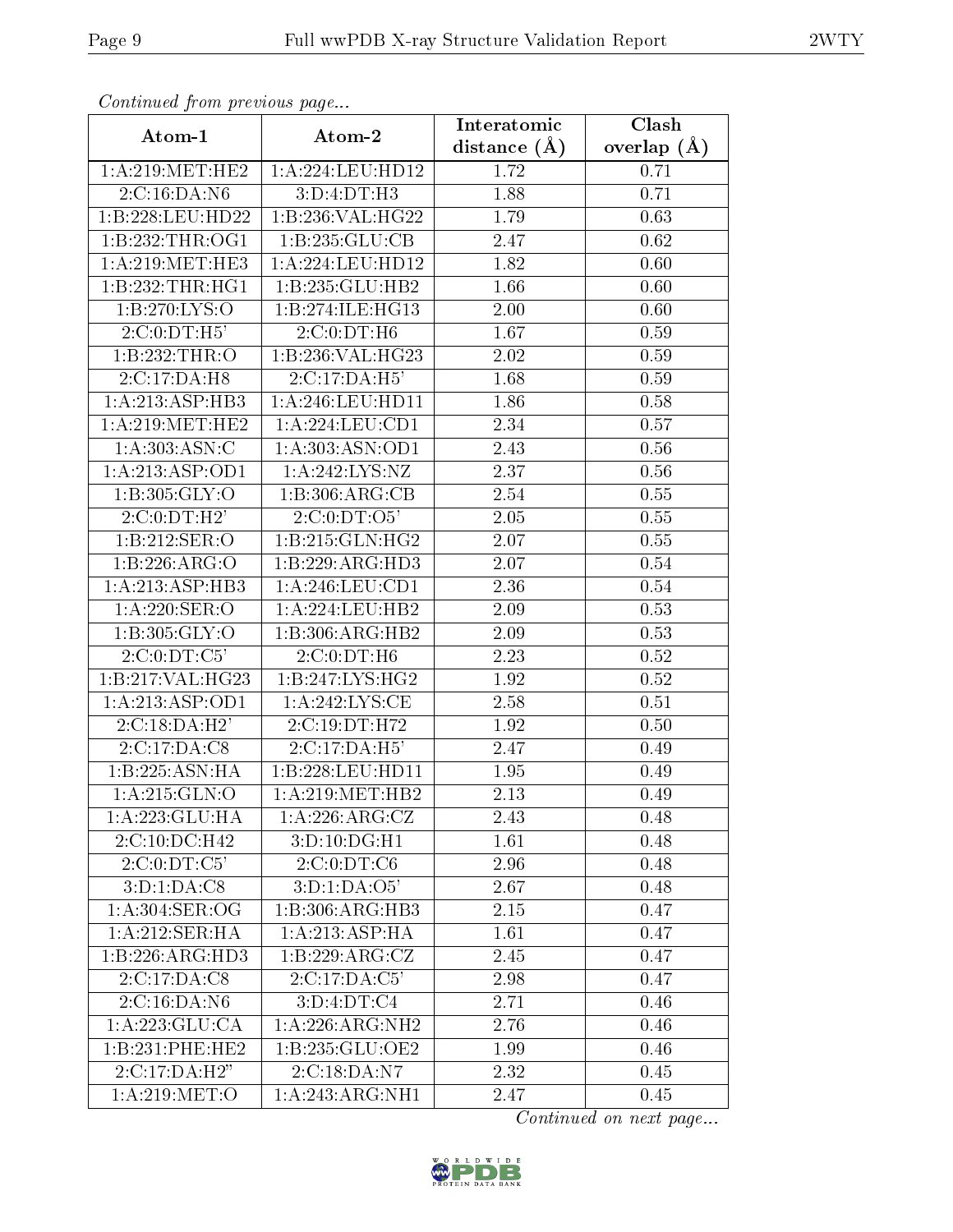*Continued from previous page...*

| Atom-1 | Atom-2 | Interatomic distance (Å) | Clash overlap (Å) |
|---|---|---|---|
| 1:A:219:MET:HE2 | 1:A:224:LEU:HD12 | 1.72 | 0.71 |
| 2:C:16:DA:N6 | 3:D:4:DT:H3 | 1.88 | 0.71 |
| 1:B:228:LEU:HD22 | 1:B:236:VAL:HG22 | 1.79 | 0.63 |
| 1:B:232:THR:OG1 | 1:B:235:GLU:CB | 2.47 | 0.62 |
| 1:A:219:MET:HE3 | 1:A:224:LEU:HD12 | 1.82 | 0.60 |
| 1:B:232:THR:HG1 | 1:B:235:GLU:HB2 | 1.66 | 0.60 |
| 1:B:270:LYS:O | 1:B:274:ILE:HG13 | 2.00 | 0.60 |
| 2:C:0:DT:H5' | 2:C:0:DT:H6 | 1.67 | 0.59 |
| 1:B:232:THR:O | 1:B:236:VAL:HG23 | 2.02 | 0.59 |
| 2:C:17:DA:H8 | 2:C:17:DA:H5' | 1.68 | 0.59 |
| 1:A:213:ASP:HB3 | 1:A:246:LEU:HD11 | 1.86 | 0.58 |
| 1:A:219:MET:HE2 | 1:A:224:LEU:CD1 | 2.34 | 0.57 |
| 1:A:303:ASN:C | 1:A:303:ASN:OD1 | 2.43 | 0.56 |
| 1:A:213:ASP:OD1 | 1:A:242:LYS:NZ | 2.37 | 0.56 |
| 1:B:305:GLY:O | 1:B:306:ARG:CB | 2.54 | 0.55 |
| 2:C:0:DT:H2' | 2:C:0:DT:O5' | 2.05 | 0.55 |
| 1:B:212:SER:O | 1:B:215:GLN:HG2 | 2.07 | 0.55 |
| 1:B:226:ARG:O | 1:B:229:ARG:HD3 | 2.07 | 0.54 |
| 1:A:213:ASP:HB3 | 1:A:246:LEU:CD1 | 2.36 | 0.54 |
| 1:A:220:SER:O | 1:A:224:LEU:HB2 | 2.09 | 0.53 |
| 1:B:305:GLY:O | 1:B:306:ARG:HB2 | 2.09 | 0.53 |
| 2:C:0:DT:C5' | 2:C:0:DT:H6 | 2.23 | 0.52 |
| 1:B:217:VAL:HG23 | 1:B:247:LYS:HG2 | 1.92 | 0.52 |
| 1:A:213:ASP:OD1 | 1:A:242:LYS:CE | 2.58 | 0.51 |
| 2:C:18:DA:H2' | 2:C:19:DT:H72 | 1.92 | 0.50 |
| 2:C:17:DA:C8 | 2:C:17:DA:H5' | 2.47 | 0.49 |
| 1:B:225:ASN:HA | 1:B:228:LEU:HD11 | 1.95 | 0.49 |
| 1:A:215:GLN:O | 1:A:219:MET:HB2 | 2.13 | 0.49 |
| 1:A:223:GLU:HA | 1:A:226:ARG:CZ | 2.43 | 0.48 |
| 2:C:10:DC:H42 | 3:D:10:DG:H1 | 1.61 | 0.48 |
| 2:C:0:DT:C5' | 2:C:0:DT:C6 | 2.96 | 0.48 |
| 3:D:1:DA:C8 | 3:D:1:DA:O5' | 2.67 | 0.48 |
| 1:A:304:SER:OG | 1:B:306:ARG:HB3 | 2.15 | 0.47 |
| 1:A:212:SER:HA | 1:A:213:ASP:HA | 1.61 | 0.47 |
| 1:B:226:ARG:HD3 | 1:B:229:ARG:CZ | 2.45 | 0.47 |
| 2:C:17:DA:C8 | 2:C:17:DA:C5' | 2.98 | 0.47 |
| 2:C:16:DA:N6 | 3:D:4:DT:C4 | 2.71 | 0.46 |
| 1:A:223:GLU:CA | 1:A:226:ARG:NH2 | 2.76 | 0.46 |
| 1:B:231:PHE:HE2 | 1:B:235:GLU:OE2 | 1.99 | 0.46 |
| 2:C:17:DA:H2" | 2:C:18:DA:N7 | 2.32 | 0.45 |
| 1:A:219:MET:O | 1:A:243:ARG:NH1 | 2.47 | 0.45 |

*Continued on next page...*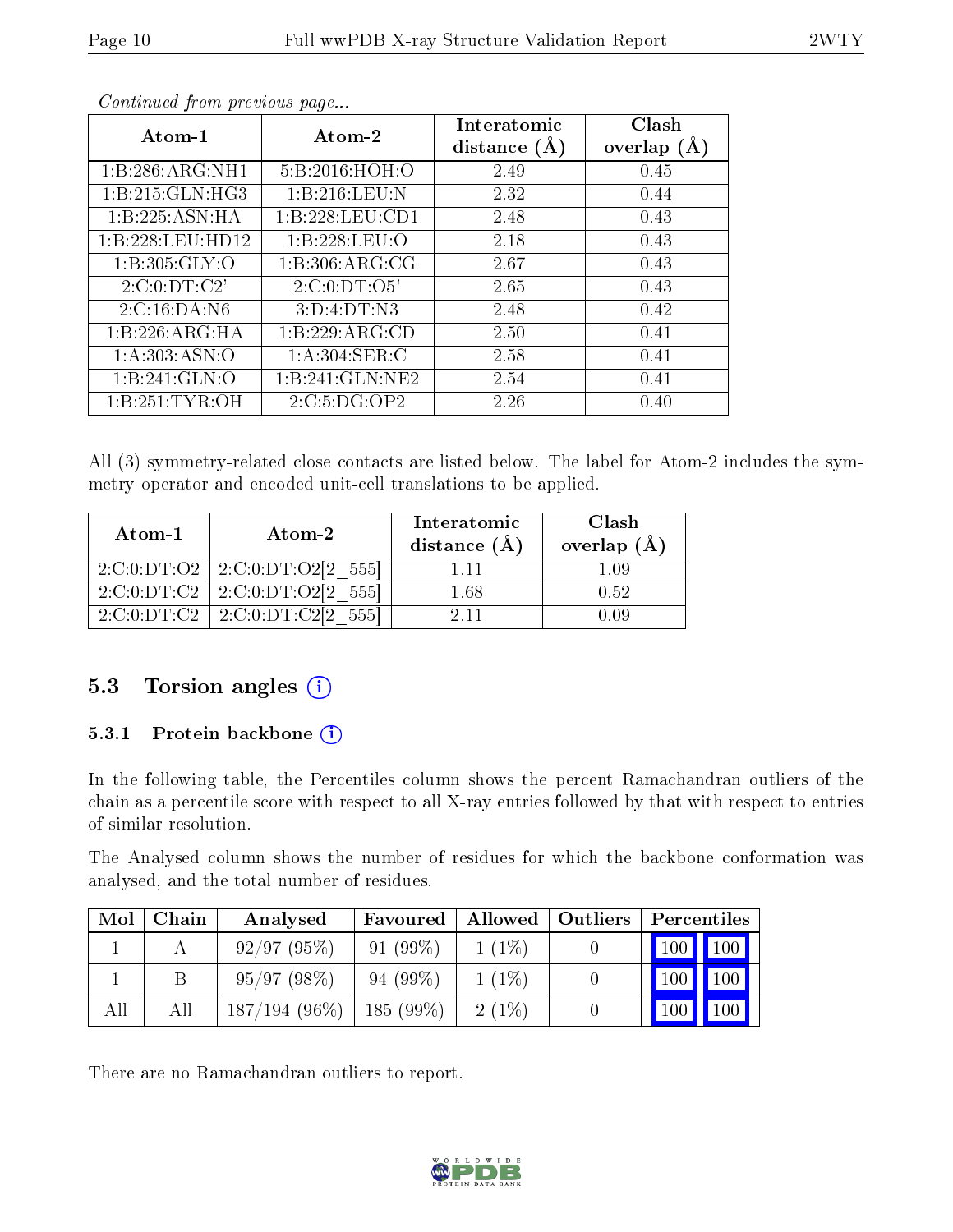*Continued from previous page...*

| Atom-1 | Atom-2 | Interatomic distance (Å) | Clash overlap (Å) |
|---|---|---|---|
| 1:B:286:ARG:NH1 | 5:B:2016:HOH:O | 2.49 | 0.45 |
| 1:B:215:GLN:HG3 | 1:B:216:LEU:N | 2.32 | 0.44 |
| 1:B:225:ASN:HA | 1:B:228:LEU:CD1 | 2.48 | 0.43 |
| 1:B:228:LEU:HD12 | 1:B:228:LEU:O | 2.18 | 0.43 |
| 1:B:305:GLY:O | 1:B:306:ARG:CG | 2.67 | 0.43 |
| 2:C:0:DT:C2' | 2:C:0:DT:O5' | 2.65 | 0.43 |
| 2:C:16:DA:N6 | 3:D:4:DT:N3 | 2.48 | 0.42 |
| 1:B:226:ARG:HA | 1:B:229:ARG:CD | 2.50 | 0.41 |
| 1:A:303:ASN:O | 1:A:304:SER:C | 2.58 | 0.41 |
| 1:B:241:GLN:O | 1:B:241:GLN:NE2 | 2.54 | 0.41 |
| 1:B:251:TYR:OH | 2:C:5:DG:OP2 | 2.26 | 0.40 |

All (3) symmetry-related close contacts are listed below. The label for Atom-2 includes the symmetry operator and encoded unit-cell translations to be applied.

| Atom-1 | Atom-2 | Interatomic distance (Å) | Clash overlap (Å) |
|---|---|---|---|
| 2:C:0:DT:O2 | 2:C:0:DT:O2[2_555] | 1.11 | 1.09 |
| 2:C:0:DT:C2 | 2:C:0:DT:O2[2_555] | 1.68 | 0.52 |
| 2:C:0:DT:C2 | 2:C:0:DT:C2[2_555] | 2.11 | 0.09 |

## 5.3 Torsion angles (i)

### 5.3.1 Protein backbone (i)

In the following table, the Percentiles column shows the percent Ramachandran outliers of the chain as a percentile score with respect to all X-ray entries followed by that with respect to entries of similar resolution.

The Analysed column shows the number of residues for which the backbone conformation was analysed, and the total number of residues.

| Mol | Chain | Analysed | Favoured | Allowed | Outliers | Percentiles | |
|---|---|---|---|---|---|---|---|
| 1 | A | 92/97 (95%) | 91 (99%) | 1 (1%) | 0 | 100 | 100 |
| 1 | B | 95/97 (98%) | 94 (99%) | 1 (1%) | 0 | 100 | 100 |
| All | All | 187/194 (96%) | 185 (99%) | 2 (1%) | 0 | 100 | 100 |

There are no Ramachandran outliers to report.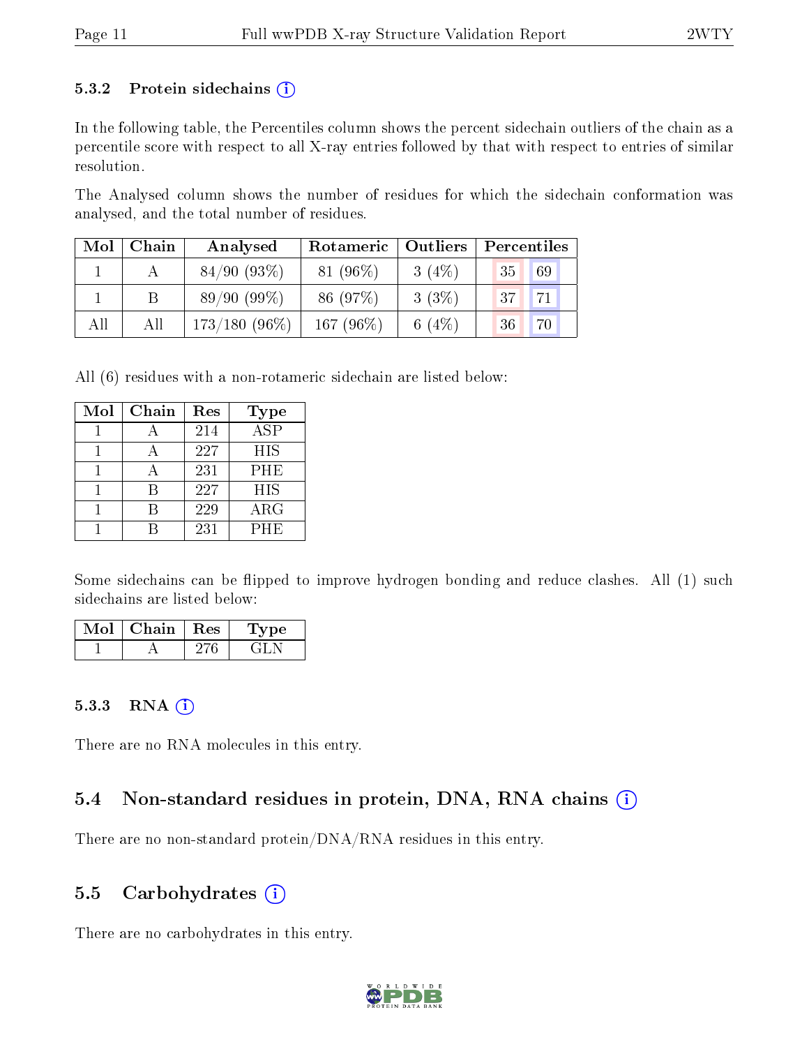### 5.3.2 Protein sidechains (i)

In the following table, the Percentiles column shows the percent sidechain outliers of the chain as a percentile score with respect to all X-ray entries followed by that with respect to entries of similar resolution.

The Analysed column shows the number of residues for which the sidechain conformation was analysed, and the total number of residues.

| Mol | Chain | Analysed | Rotameric | Outliers | Percentiles | |
|---|---|---|---|---|---|---|
| 1 | A | 84/90 (93%) | 81 (96%) | 3 (4%) | 35 | 69 |
| 1 | B | 89/90 (99%) | 86 (97%) | 3 (3%) | 37 | 71 |
| All | All | 173/180 (96%) | 167 (96%) | 6 (4%) | 36 | 70 |

All (6) residues with a non-rotameric sidechain are listed below:

| Mol | Chain | Res | Type |
|---|---|---|---|
| 1 | A | 214 | ASP |
| 1 | A | 227 | HIS |
| 1 | A | 231 | PHE |
| 1 | B | 227 | HIS |
| 1 | B | 229 | ARG |
| 1 | B | 231 | PHE |

Some sidechains can be flipped to improve hydrogen bonding and reduce clashes. All (1) such sidechains are listed below:

| Mol | Chain | Res | Type |
|---|---|---|---|
| 1 | A | 276 | GLN |

### 5.3.3 RNA (i)

There are no RNA molecules in this entry.

## 5.4 Non-standard residues in protein, DNA, RNA chains (i)

There are no non-standard protein/DNA/RNA residues in this entry.

## 5.5 Carbohydrates (i)

There are no carbohydrates in this entry.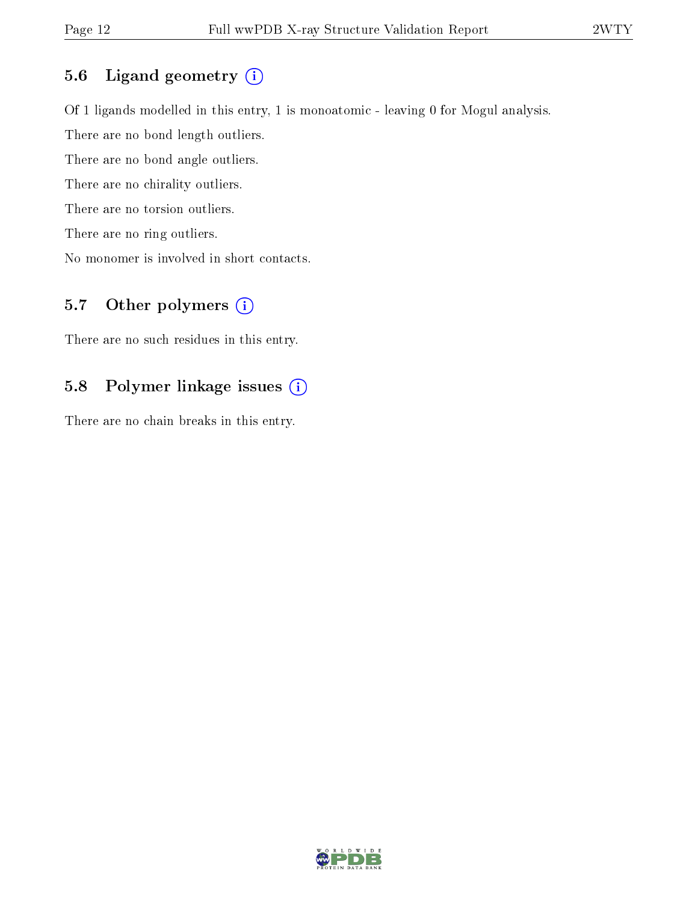### 5.6 Ligand geometry

Of 1 ligands modelled in this entry, 1 is monoatomic - leaving 0 for Mogul analysis.

There are no bond length outliers.

There are no bond angle outliers.

There are no chirality outliers.

There are no torsion outliers.

There are no ring outliers.

No monomer is involved in short contacts.

### 5.7 Other polymers

There are no such residues in this entry.

### 5.8 Polymer linkage issues

There are no chain breaks in this entry.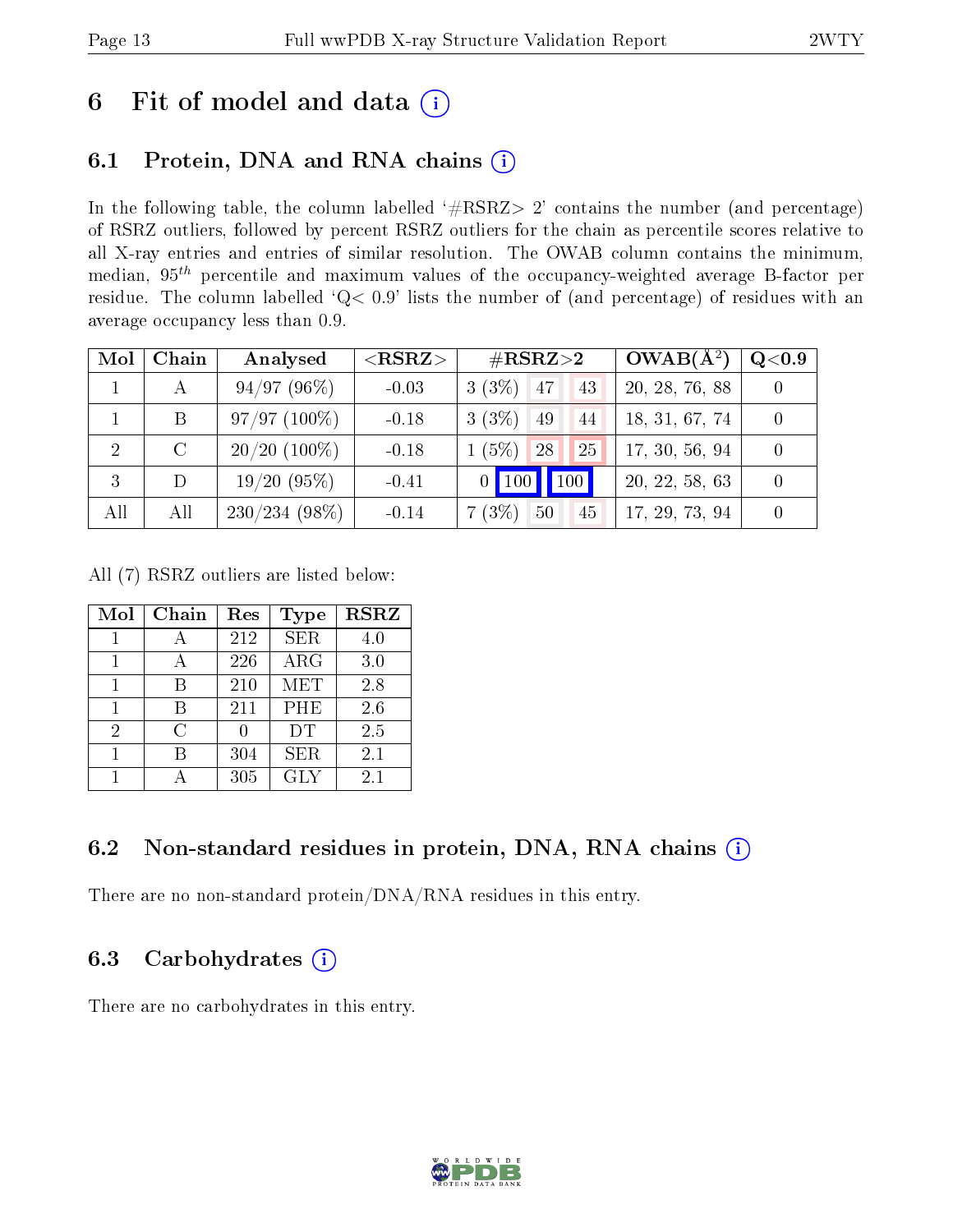# 6 Fit of model and data (i)

## 6.1 Protein, DNA and RNA chains (i)

In the following table, the column labelled '#RSRZ> 2' contains the number (and percentage) of RSRZ outliers, followed by percent RSRZ outliers for the chain as percentile scores relative to all X-ray entries and entries of similar resolution. The OWAB column contains the minimum, median, $95^{th}$ percentile and maximum values of the occupancy-weighted average B-factor per residue. The column labelled 'Q< 0.9' lists the number of (and percentage) of residues with an average occupancy less than 0.9.

| Mol | Chain | Analysed | <RSRZ> | #RSRZ>2 | | | OWAB(Å$^2$) | Q<0.9 |
|---|---|---|---|---|---|---|---|---|
| 1 | A | 94/97 (96%) | -0.03 | 3 (3%) | 47 | 43 | 20, 28, 76, 88 | 0 |
| 1 | B | 97/97 (100%) | -0.18 | 3 (3%) | 49 | 44 | 18, 31, 67, 74 | 0 |
| 2 | C | 20/20 (100%) | -0.18 | 1 (5%) | 28 | 25 | 17, 30, 56, 94 | 0 |
| 3 | D | 19/20 (95%) | -0.41 | 0 | 100 | 100 | 20, 22, 58, 63 | 0 |
| All | All | 230/234 (98%) | -0.14 | 7 (3%) | 50 | 45 | 17, 29, 73, 94 | 0 |

All (7) RSRZ outliers are listed below:

| Mol | Chain | Res | Type | RSRZ |
|---|---|---|---|---|
| 1 | A | 212 | SER | 4.0 |
| 1 | A | 226 | ARG | 3.0 |
| 1 | B | 210 | MET | 2.8 |
| 1 | B | 211 | PHE | 2.6 |
| 2 | C | 0 | DT | 2.5 |
| 1 | B | 304 | SER | 2.1 |
| 1 | A | 305 | GLY | 2.1 |

## 6.2 Non-standard residues in protein, DNA, RNA chains (i)

There are no non-standard protein/DNA/RNA residues in this entry.

## 6.3 Carbohydrates (i)

There are no carbohydrates in this entry.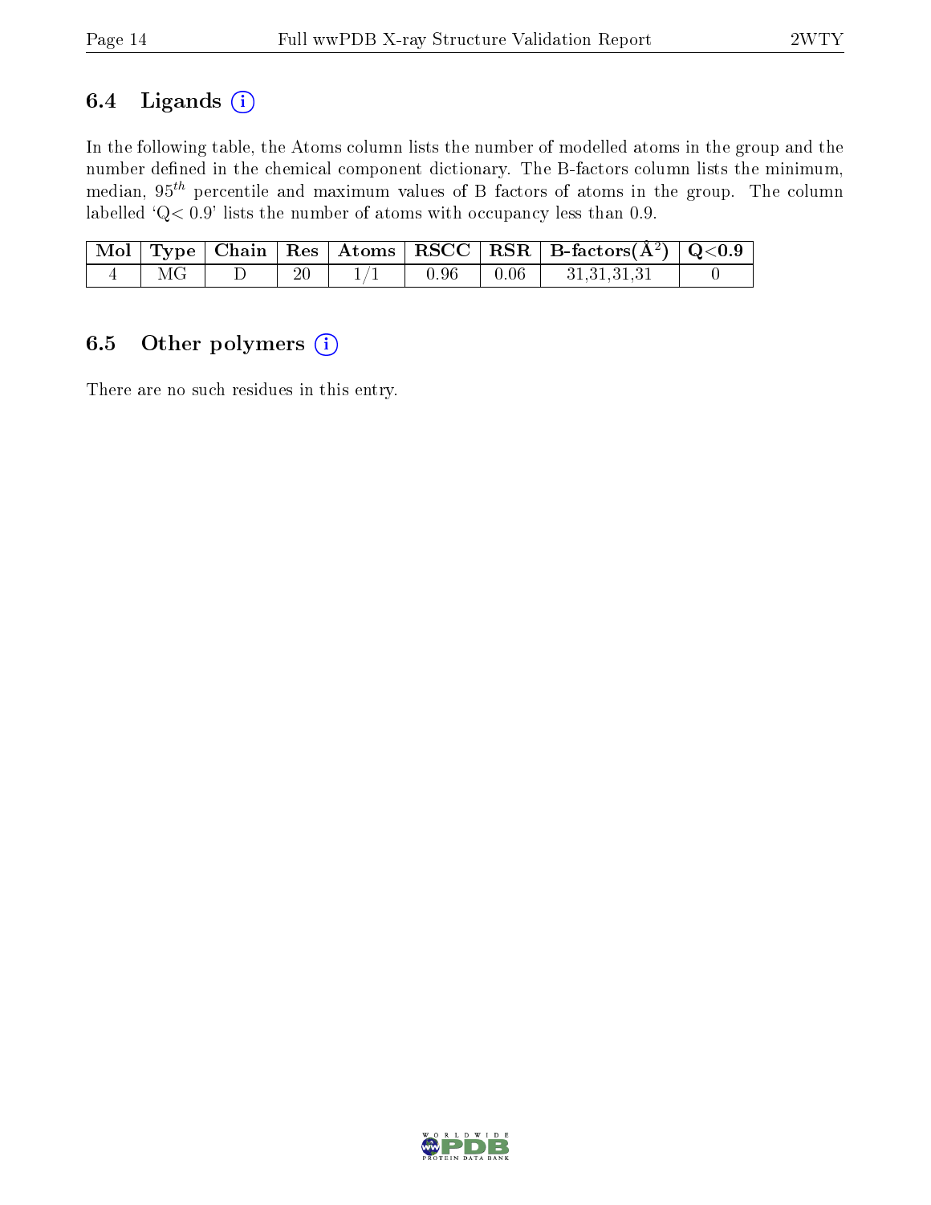### 6.4 Ligands (i)

In the following table, the Atoms column lists the number of modelled atoms in the group and the number defined in the chemical component dictionary. The B-factors column lists the minimum, median, $95^{th}$ percentile and maximum values of B factors of atoms in the group. The column labelled 'Q< 0.9' lists the number of atoms with occupancy less than 0.9.

| Mol | Type | Chain | Res | Atoms | RSCC | RSR | B-factors(Å$^2$) | Q<0.9 |
|---|---|---|---|---|---|---|---|---|
| 4 | MG | D | 20 | 1/1 | 0.96 | 0.06 | 31,31,31,31 | 0 |

### 6.5 Other polymers (i)

There are no such residues in this entry.